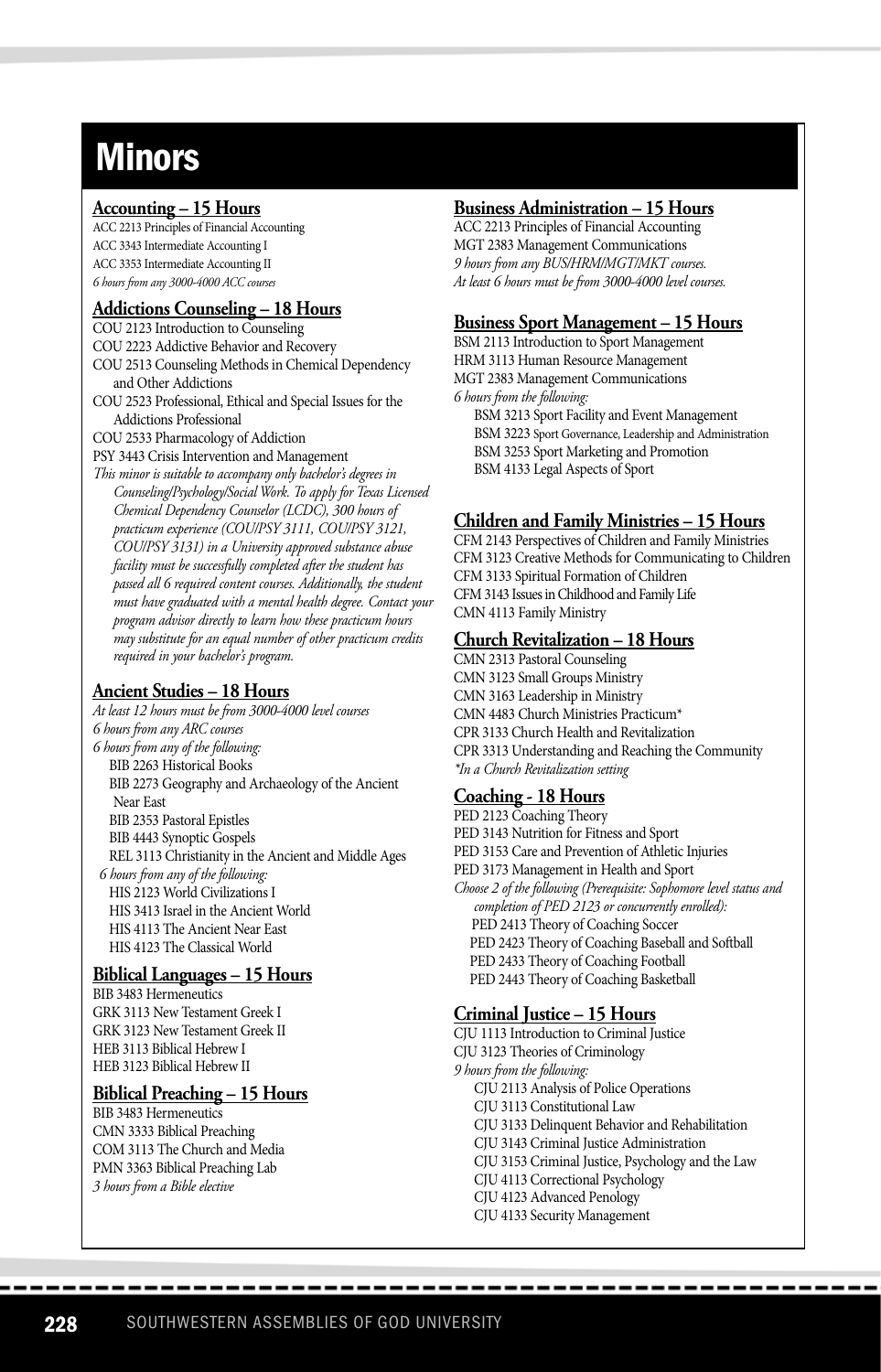# Minors

## Accounting – 15 Hours

ACC 2213 Principles of Financial Accounting
ACC 3343 Intermediate Accounting I
ACC 3353 Intermediate Accounting II
*6 hours from any 3000-4000 ACC courses*

## Addictions Counseling – 18 Hours

COU 2123 Introduction to Counseling
COU 2223 Addictive Behavior and Recovery
COU 2513 Counseling Methods in Chemical Dependency and Other Addictions
COU 2523 Professional, Ethical and Special Issues for the Addictions Professional
COU 2533 Pharmacology of Addiction
PSY 3443 Crisis Intervention and Management
*This minor is suitable to accompany only bachelor's degrees in Counseling/Psychology/Social Work. To apply for Texas Licensed Chemical Dependency Counselor (LCDC), 300 hours of practicum experience (COU/PSY 3111, COU/PSY 3121, COU/PSY 3131) in a University approved substance abuse facility must be successfully completed after the student has passed all 6 required content courses. Additionally, the student must have graduated with a mental health degree. Contact your program advisor directly to learn how these practicum hours may substitute for an equal number of other practicum credits required in your bachelor's program.*

## Ancient Studies – 18 Hours

*At least 12 hours must be from 3000-4000 level courses*
*6 hours from any ARC courses*
*6 hours from any of the following:*
- BIB 2263 Historical Books
- BIB 2273 Geography and Archaeology of the Ancient Near East
- BIB 2353 Pastoral Epistles
- BIB 4443 Synoptic Gospels
- REL 3113 Christianity in the Ancient and Middle Ages

*6 hours from any of the following:*
- HIS 2123 World Civilizations I
- HIS 3413 Israel in the Ancient World
- HIS 4113 The Ancient Near East
- HIS 4123 The Classical World

## Biblical Languages – 15 Hours

BIB 3483 Hermeneutics
GRK 3113 New Testament Greek I
GRK 3123 New Testament Greek II
HEB 3113 Biblical Hebrew I
HEB 3123 Biblical Hebrew II

## Biblical Preaching – 15 Hours

BIB 3483 Hermeneutics
CMN 3333 Biblical Preaching
COM 3113 The Church and Media
PMN 3363 Biblical Preaching Lab
*3 hours from a Bible elective*

## Business Administration – 15 Hours

ACC 2213 Principles of Financial Accounting
MGT 2383 Management Communications
*9 hours from any BUS/HRM/MGT/MKT courses.*
*At least 6 hours must be from 3000-4000 level courses.*

## Business Sport Management – 15 Hours

BSM 2113 Introduction to Sport Management
HRM 3113 Human Resource Management
MGT 2383 Management Communications
*6 hours from the following:*
- BSM 3213 Sport Facility and Event Management
- BSM 3223 Sport Governance, Leadership and Administration
- BSM 3253 Sport Marketing and Promotion
- BSM 4133 Legal Aspects of Sport

## Children and Family Ministries – 15 Hours

CFM 2143 Perspectives of Children and Family Ministries
CFM 3123 Creative Methods for Communicating to Children
CFM 3133 Spiritual Formation of Children
CFM 3143 Issues in Childhood and Family Life
CMN 4113 Family Ministry

## Church Revitalization – 18 Hours

CMN 2313 Pastoral Counseling
CMN 3123 Small Groups Ministry
CMN 3163 Leadership in Ministry
CMN 4483 Church Ministries Practicum*
CPR 3133 Church Health and Revitalization
CPR 3313 Understanding and Reaching the Community
*\*In a Church Revitalization setting*

## Coaching - 18 Hours

PED 2123 Coaching Theory
PED 3143 Nutrition for Fitness and Sport
PED 3153 Care and Prevention of Athletic Injuries
PED 3173 Management in Health and Sport
*Choose 2 of the following (Prerequisite: Sophomore level status and completion of PED 2123 or concurrently enrolled):*
- PED 2413 Theory of Coaching Soccer
- PED 2423 Theory of Coaching Baseball and Softball
- PED 2433 Theory of Coaching Football
- PED 2443 Theory of Coaching Basketball

## Criminal Justice – 15 Hours

CJU 1113 Introduction to Criminal Justice
CJU 3123 Theories of Criminology
*9 hours from the following:*
- CJU 2113 Analysis of Police Operations
- CJU 3113 Constitutional Law
- CJU 3133 Delinquent Behavior and Rehabilitation
- CJU 3143 Criminal Justice Administration
- CJU 3153 Criminal Justice, Psychology and the Law
- CJU 4113 Correctional Psychology
- CJU 4123 Advanced Penology
- CJU 4133 Security Management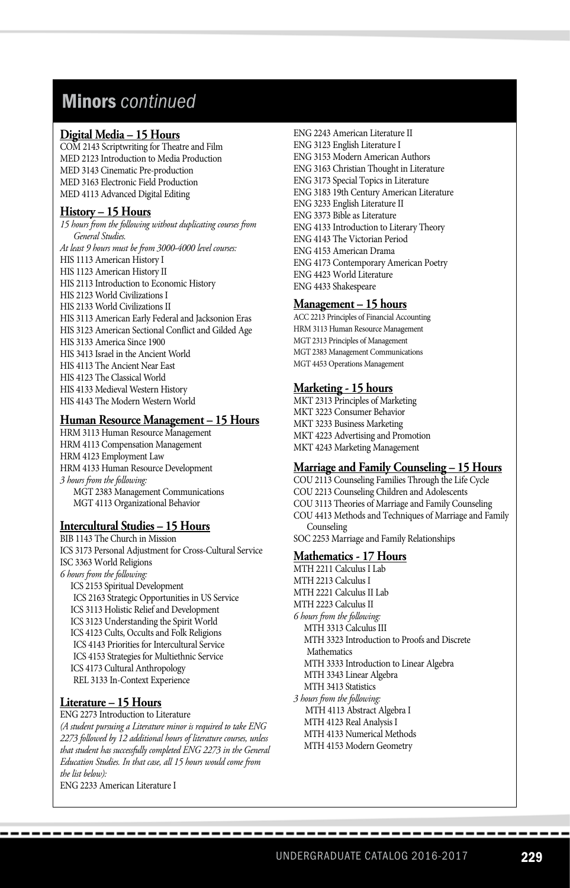# Minors *continued*

**Digital Media – 15 Hours**

COM 2143 Scriptwriting for Theatre and Film
MED 2123 Introduction to Media Production
MED 3143 Cinematic Pre-production
MED 3163 Electronic Field Production
MED 4113 Advanced Digital Editing

**History – 15 Hours**

*15 hours from the following without duplicating courses from General Studies.*
*At least 9 hours must be from 3000-4000 level courses:*

HIS 1113 American History I
HIS 1123 American History II
HIS 2113 Introduction to Economic History
HIS 2123 World Civilizations I
HIS 2133 World Civilizations II
HIS 3113 American Early Federal and Jacksonion Eras
HIS 3123 American Sectional Conflict and Gilded Age
HIS 3133 America Since 1900
HIS 3413 Israel in the Ancient World
HIS 4113 The Ancient Near East
HIS 4123 The Classical World
HIS 4133 Medieval Western History
HIS 4143 The Modern Western World

**Human Resource Management – 15 Hours**

HRM 3113 Human Resource Management
HRM 4113 Compensation Management
HRM 4123 Employment Law
HRM 4133 Human Resource Development
*3 hours from the following:*
- MGT 2383 Management Communications
- MGT 4113 Organizational Behavior

**Intercultural Studies – 15 Hours**

BIB 1143 The Church in Mission
ICS 3173 Personal Adjustment for Cross-Cultural Service
ISC 3363 World Religions
*6 hours from the following:*
- ICS 2153 Spiritual Development
- ICS 2163 Strategic Opportunities in US Service
- ICS 3113 Holistic Relief and Development
- ICS 3123 Understanding the Spirit World
- ICS 4123 Cults, Occults and Folk Religions
- ICS 4143 Priorities for Intercultural Service
- ICS 4153 Strategies for Multiethnic Service
- ICS 4173 Cultural Anthropology
- REL 3133 In-Context Experience

**Literature – 15 Hours**

ENG 2273 Introduction to Literature
*(A student pursuing a Literature minor is required to take ENG 2273 followed by 12 additional hours of literature courses, unless that student has successfully completed ENG 2273 in the General Education Studies. In that case, all 15 hours would come from the list below):*

ENG 2233 American Literature I
ENG 2243 American Literature II
ENG 3123 English Literature I
ENG 3153 Modern American Authors
ENG 3163 Christian Thought in Literature
ENG 3173 Special Topics in Literature
ENG 3183 19th Century American Literature
ENG 3233 English Literature II
ENG 3373 Bible as Literature
ENG 4133 Introduction to Literary Theory
ENG 4143 The Victorian Period
ENG 4153 American Drama
ENG 4173 Contemporary American Poetry
ENG 4423 World Literature
ENG 4433 Shakespeare

**Management – 15 hours**

ACC 2213 Principles of Financial Accounting
HRM 3113 Human Resource Management
MGT 2313 Principles of Management
MGT 2383 Management Communications
MGT 4453 Operations Management

**Marketing - 15 hours**

MKT 2313 Principles of Marketing
MKT 3223 Consumer Behavior
MKT 3233 Business Marketing
MKT 4223 Advertising and Promotion
MKT 4243 Marketing Management

**Marriage and Family Counseling – 15 Hours**

COU 2113 Counseling Families Through the Life Cycle
COU 2213 Counseling Children and Adolescents
COU 3113 Theories of Marriage and Family Counseling
COU 4413 Methods and Techniques of Marriage and Family Counseling
SOC 2253 Marriage and Family Relationships

**Mathematics - 17 Hours**

MTH 2211 Calculus I Lab
MTH 2213 Calculus I
MTH 2221 Calculus II Lab
MTH 2223 Calculus II
*6 hours from the following:*
- MTH 3313 Calculus III
- MTH 3323 Introduction to Proofs and Discrete Mathematics
- MTH 3333 Introduction to Linear Algebra
- MTH 3343 Linear Algebra
- MTH 3413 Statistics

*3 hours from the following:*
- MTH 4113 Abstract Algebra I
- MTH 4123 Real Analysis I
- MTH 4133 Numerical Methods
- MTH 4153 Modern Geometry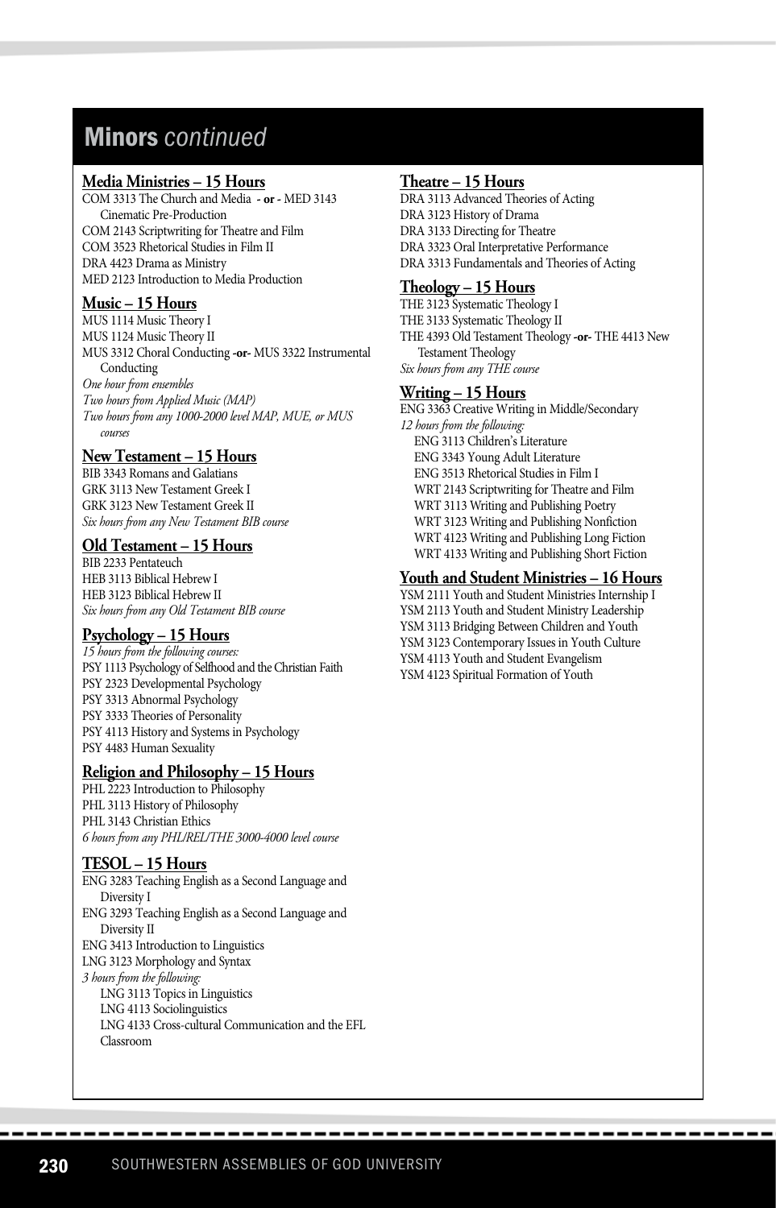## **Minors** *continued*

### Media Ministries – 15 Hours

COM 3313 The Church and Media **- or -** MED 3143 Cinematic Pre-Production
COM 2143 Scriptwriting for Theatre and Film
COM 3523 Rhetorical Studies in Film II
DRA 4423 Drama as Ministry
MED 2123 Introduction to Media Production

### Music – 15 Hours

MUS 1114 Music Theory I
MUS 1124 Music Theory II
MUS 3312 Choral Conducting **-or-** MUS 3322 Instrumental Conducting
*One hour from ensembles*
*Two hours from Applied Music (MAP)*
*Two hours from any 1000-2000 level MAP, MUE, or MUS courses*

### New Testament – 15 Hours

BIB 3343 Romans and Galatians
GRK 3113 New Testament Greek I
GRK 3123 New Testament Greek II
*Six hours from any New Testament BIB course*

### Old Testament – 15 Hours

BIB 2233 Pentateuch
HEB 3113 Biblical Hebrew I
HEB 3123 Biblical Hebrew II
*Six hours from any Old Testament BIB course*

### Psychology – 15 Hours

*15 hours from the following courses:*
PSY 1113 Psychology of Selfhood and the Christian Faith
PSY 2323 Developmental Psychology
PSY 3313 Abnormal Psychology
PSY 3333 Theories of Personality
PSY 4113 History and Systems in Psychology
PSY 4483 Human Sexuality

### Religion and Philosophy – 15 Hours

PHL 2223 Introduction to Philosophy
PHL 3113 History of Philosophy
PHL 3143 Christian Ethics
*6 hours from any PHL/REL/THE 3000-4000 level course*

### TESOL – 15 Hours

ENG 3283 Teaching English as a Second Language and Diversity I
ENG 3293 Teaching English as a Second Language and Diversity II
ENG 3413 Introduction to Linguistics
LNG 3123 Morphology and Syntax
*3 hours from the following:*
- LNG 3113 Topics in Linguistics
- LNG 4113 Sociolinguistics
- LNG 4133 Cross-cultural Communication and the EFL Classroom

### Theatre – 15 Hours

DRA 3113 Advanced Theories of Acting
DRA 3123 History of Drama
DRA 3133 Directing for Theatre
DRA 3323 Oral Interpretative Performance
DRA 3313 Fundamentals and Theories of Acting

### Theology – 15 Hours

THE 3123 Systematic Theology I
THE 3133 Systematic Theology II
THE 4393 Old Testament Theology **-or-** THE 4413 New Testament Theology
*Six hours from any THE course*

### Writing – 15 Hours

ENG 3363 Creative Writing in Middle/Secondary
*12 hours from the following:*
- ENG 3113 Children's Literature
- ENG 3343 Young Adult Literature
- ENG 3513 Rhetorical Studies in Film I
- WRT 2143 Scriptwriting for Theatre and Film
- WRT 3113 Writing and Publishing Poetry
- WRT 3123 Writing and Publishing Nonfiction
- WRT 4123 Writing and Publishing Long Fiction
- WRT 4133 Writing and Publishing Short Fiction

### Youth and Student Ministries – 16 Hours

YSM 2111 Youth and Student Ministries Internship I
YSM 2113 Youth and Student Ministry Leadership
YSM 3113 Bridging Between Children and Youth
YSM 3123 Contemporary Issues in Youth Culture
YSM 4113 Youth and Student Evangelism
YSM 4123 Spiritual Formation of Youth